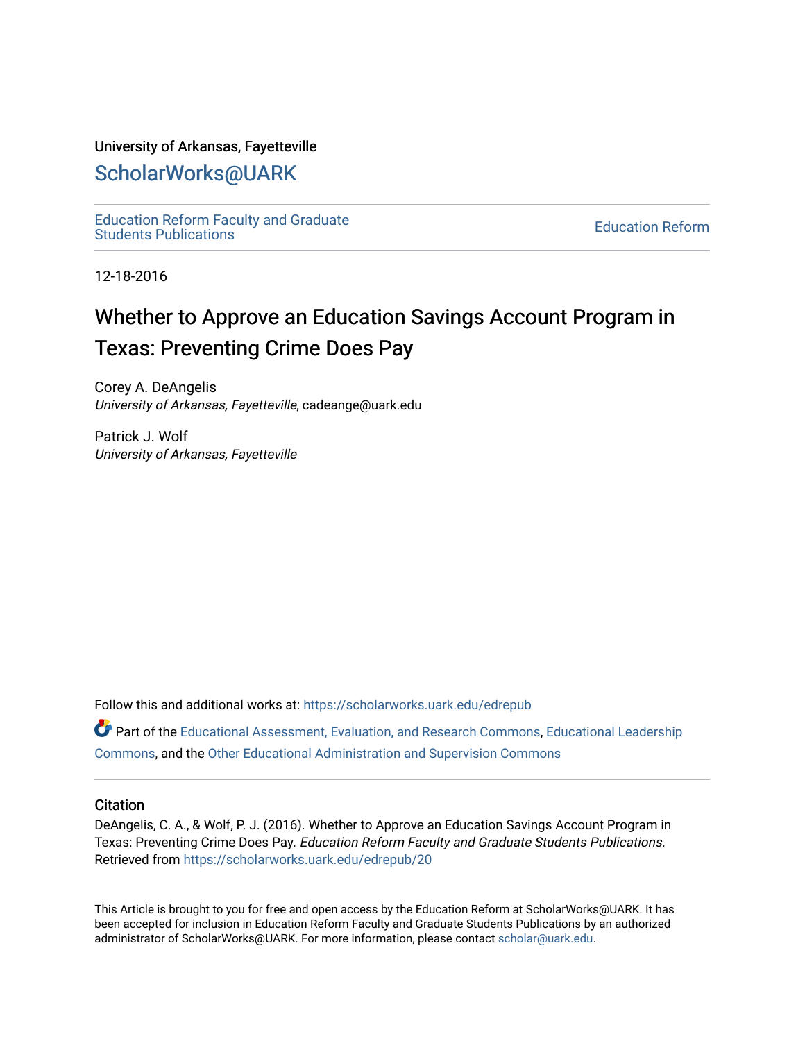University of Arkansas, Fayetteville

ScholarWorks@UARK

Education Reform Faculty and Graduate Students Publications

Education Reform

12-18-2016

# Whether to Approve an Education Savings Account Program in Texas: Preventing Crime Does Pay

Corey A. DeAngelis
*University of Arkansas, Fayetteville*, cadeange@uark.edu

Patrick J. Wolf
*University of Arkansas, Fayetteville*

Follow this and additional works at: https://scholarworks.uark.edu/edrepub

Part of the Educational Assessment, Evaluation, and Research Commons, Educational Leadership Commons, and the Other Educational Administration and Supervision Commons

## Citation

DeAngelis, C. A., & Wolf, P. J. (2016). Whether to Approve an Education Savings Account Program in Texas: Preventing Crime Does Pay. *Education Reform Faculty and Graduate Students Publications.* Retrieved from https://scholarworks.uark.edu/edrepub/20

This Article is brought to you for free and open access by the Education Reform at ScholarWorks@UARK. It has been accepted for inclusion in Education Reform Faculty and Graduate Students Publications by an authorized administrator of ScholarWorks@UARK. For more information, please contact scholar@uark.edu.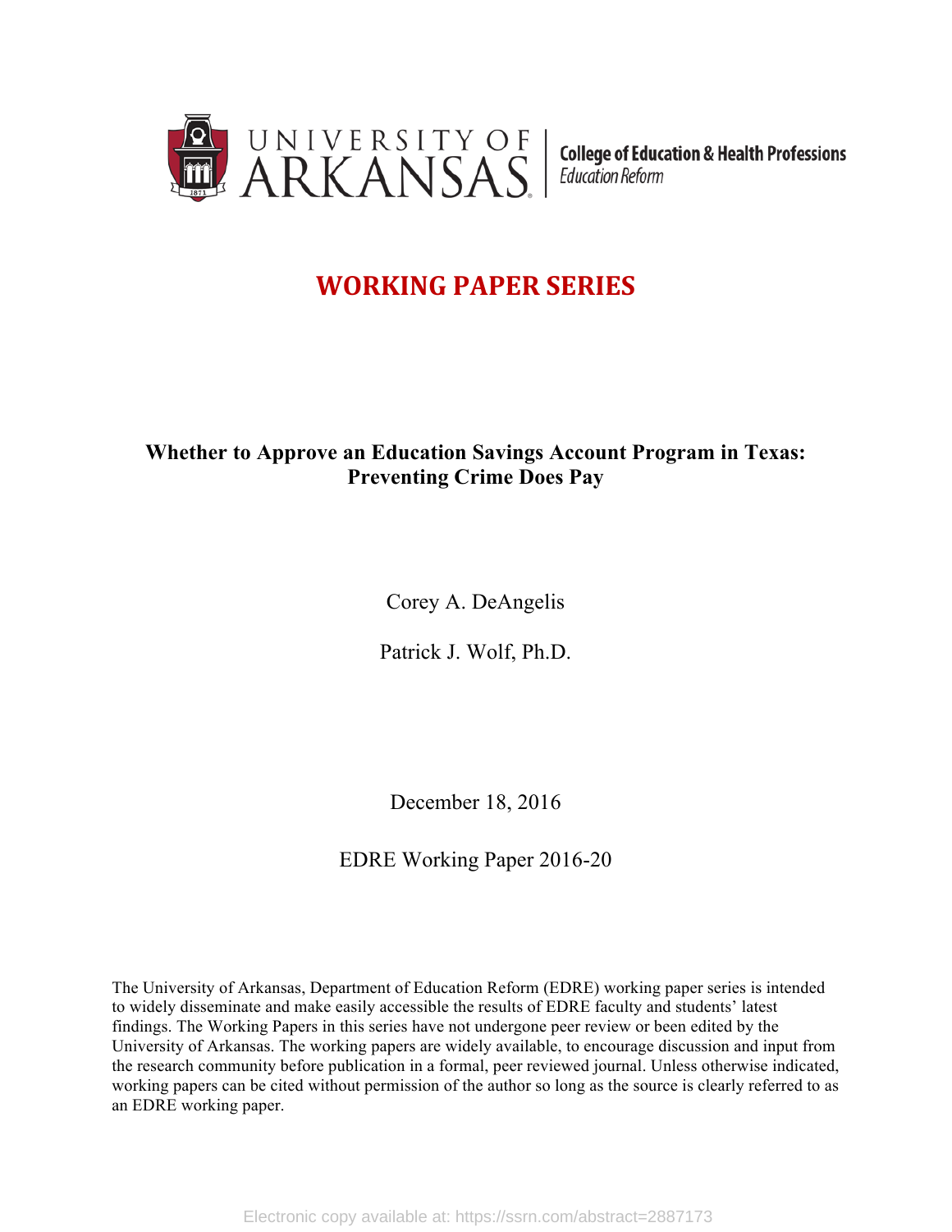# WORKING PAPER SERIES

**Whether to Approve an Education Savings Account Program in Texas: Preventing Crime Does Pay**

Corey A. DeAngelis

Patrick J. Wolf, Ph.D.

December 18, 2016

EDRE Working Paper 2016-20

The University of Arkansas, Department of Education Reform (EDRE) working paper series is intended to widely disseminate and make easily accessible the results of EDRE faculty and students' latest findings. The Working Papers in this series have not undergone peer review or been edited by the University of Arkansas. The working papers are widely available, to encourage discussion and input from the research community before publication in a formal, peer reviewed journal. Unless otherwise indicated, working papers can be cited without permission of the author so long as the source is clearly referred to as an EDRE working paper.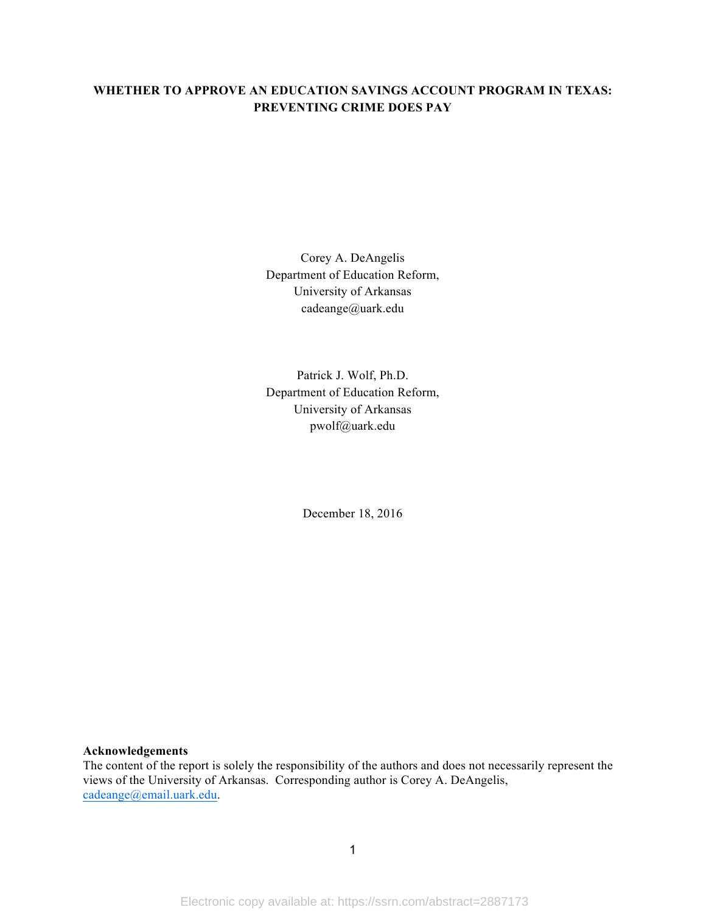**WHETHER TO APPROVE AN EDUCATION SAVINGS ACCOUNT PROGRAM IN TEXAS: PREVENTING CRIME DOES PAY**

Corey A. DeAngelis
Department of Education Reform,
University of Arkansas
cadeange@uark.edu

Patrick J. Wolf, Ph.D.
Department of Education Reform,
University of Arkansas
pwolf@uark.edu

December 18, 2016

**Acknowledgements**
The content of the report is solely the responsibility of the authors and does not necessarily represent the views of the University of Arkansas. Corresponding author is Corey A. DeAngelis, cadeange@email.uark.edu.

Electronic copy available at: https://ssrn.com/abstract=2887173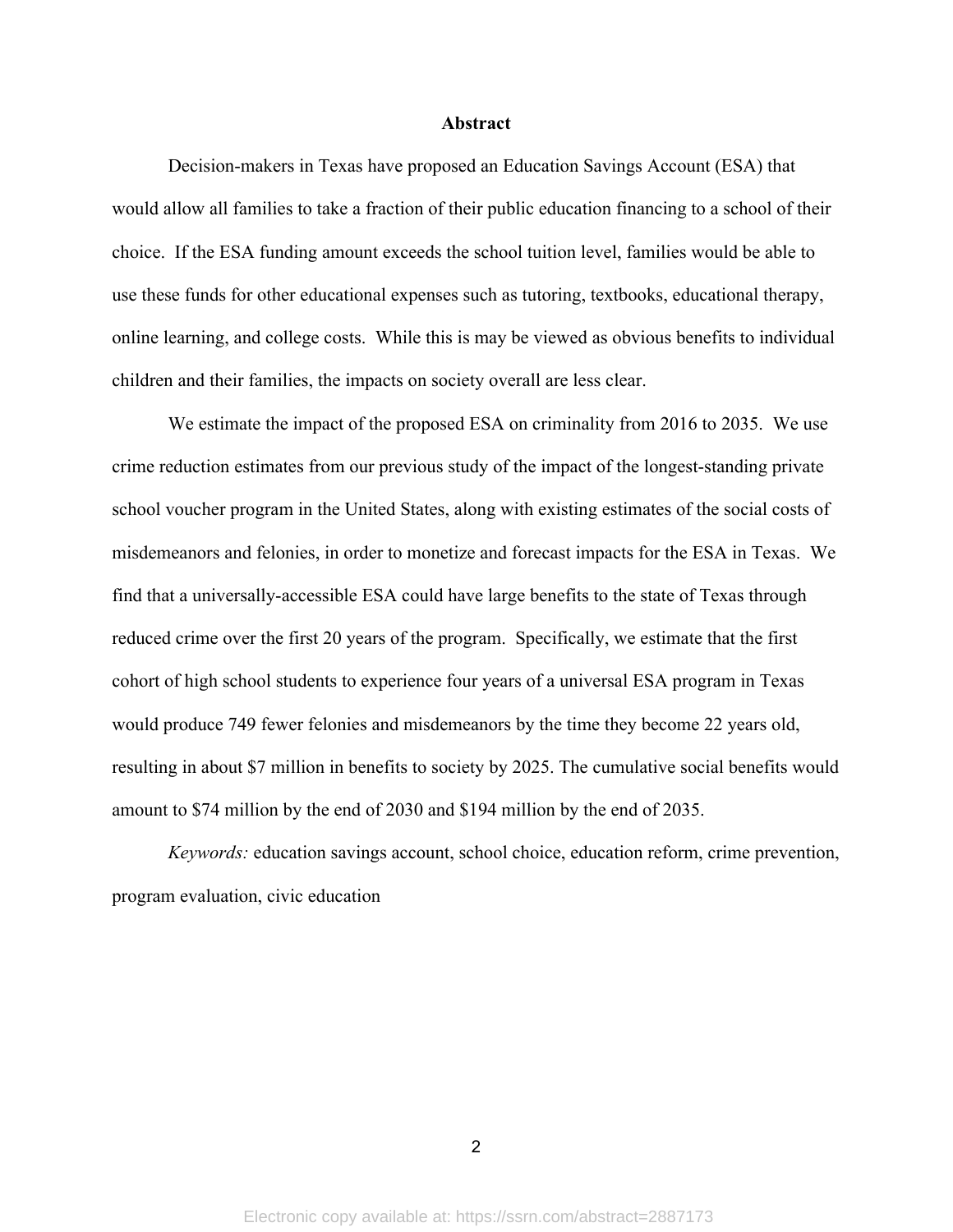## Abstract

Decision-makers in Texas have proposed an Education Savings Account (ESA) that would allow all families to take a fraction of their public education financing to a school of their choice. If the ESA funding amount exceeds the school tuition level, families would be able to use these funds for other educational expenses such as tutoring, textbooks, educational therapy, online learning, and college costs. While this is may be viewed as obvious benefits to individual children and their families, the impacts on society overall are less clear.

We estimate the impact of the proposed ESA on criminality from 2016 to 2035. We use crime reduction estimates from our previous study of the impact of the longest-standing private school voucher program in the United States, along with existing estimates of the social costs of misdemeanors and felonies, in order to monetize and forecast impacts for the ESA in Texas. We find that a universally-accessible ESA could have large benefits to the state of Texas through reduced crime over the first 20 years of the program. Specifically, we estimate that the first cohort of high school students to experience four years of a universal ESA program in Texas would produce 749 fewer felonies and misdemeanors by the time they become 22 years old, resulting in about $7 million in benefits to society by 2025. The cumulative social benefits would amount to $74 million by the end of 2030 and $194 million by the end of 2035.

*Keywords:* education savings account, school choice, education reform, crime prevention, program evaluation, civic education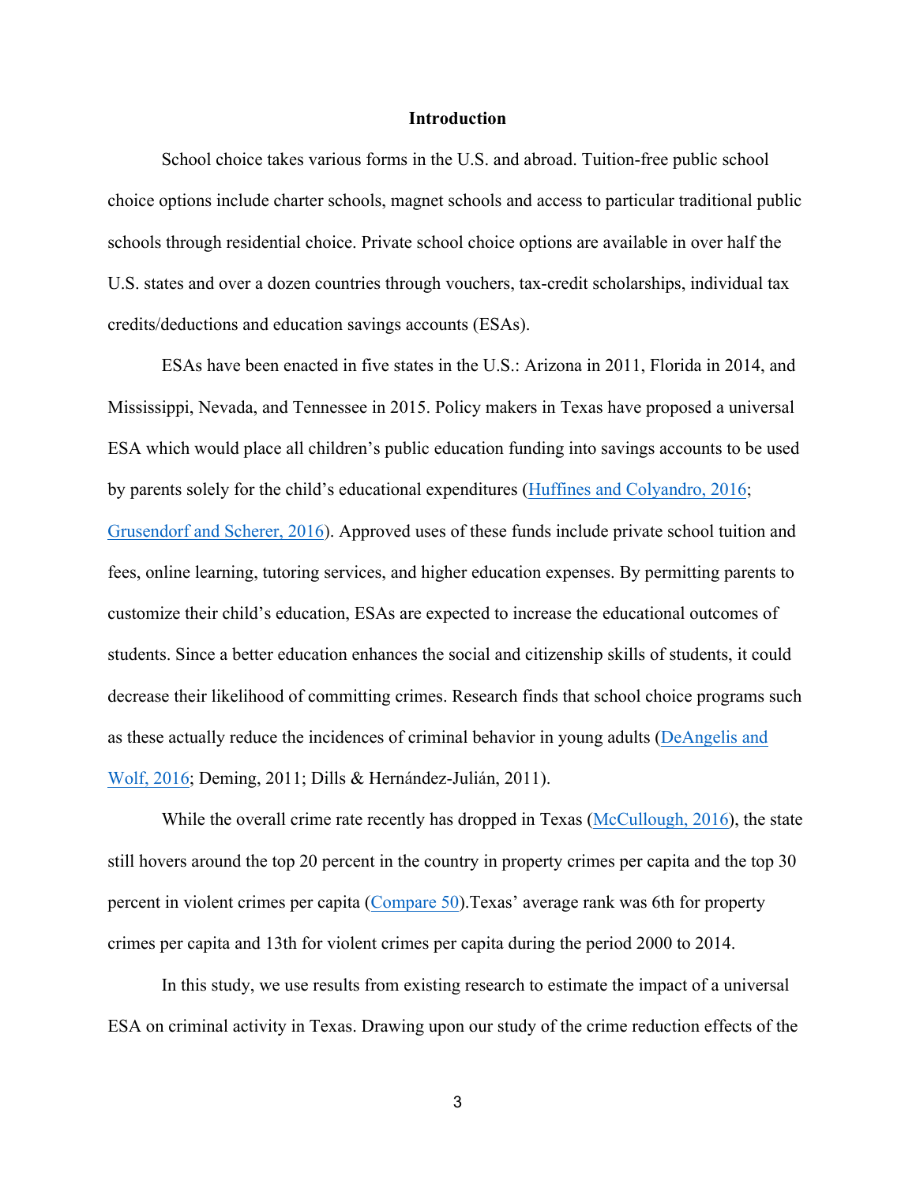## Introduction

School choice takes various forms in the U.S. and abroad. Tuition-free public school choice options include charter schools, magnet schools and access to particular traditional public schools through residential choice. Private school choice options are available in over half the U.S. states and over a dozen countries through vouchers, tax-credit scholarships, individual tax credits/deductions and education savings accounts (ESAs).

ESAs have been enacted in five states in the U.S.: Arizona in 2011, Florida in 2014, and Mississippi, Nevada, and Tennessee in 2015. Policy makers in Texas have proposed a universal ESA which would place all children's public education funding into savings accounts to be used by parents solely for the child's educational expenditures (Huffines and Colyandro, 2016; Grusendorf and Scherer, 2016). Approved uses of these funds include private school tuition and fees, online learning, tutoring services, and higher education expenses. By permitting parents to customize their child's education, ESAs are expected to increase the educational outcomes of students. Since a better education enhances the social and citizenship skills of students, it could decrease their likelihood of committing crimes. Research finds that school choice programs such as these actually reduce the incidences of criminal behavior in young adults (DeAngelis and Wolf, 2016; Deming, 2011; Dills & Hernández-Julián, 2011).

While the overall crime rate recently has dropped in Texas (McCullough, 2016), the state still hovers around the top 20 percent in the country in property crimes per capita and the top 30 percent in violent crimes per capita (Compare 50).Texas' average rank was 6th for property crimes per capita and 13th for violent crimes per capita during the period 2000 to 2014.

In this study, we use results from existing research to estimate the impact of a universal ESA on criminal activity in Texas. Drawing upon our study of the crime reduction effects of the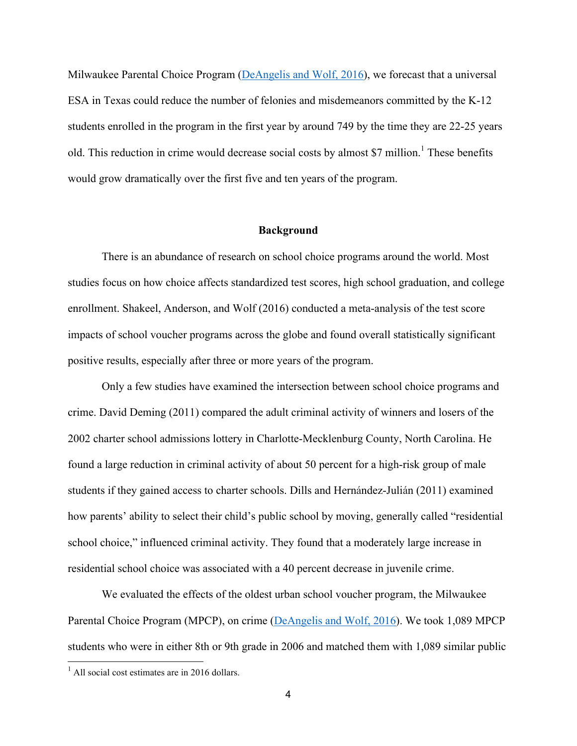Milwaukee Parental Choice Program (DeAngelis and Wolf, 2016), we forecast that a universal ESA in Texas could reduce the number of felonies and misdemeanors committed by the K-12 students enrolled in the program in the first year by around 749 by the time they are 22-25 years old. This reduction in crime would decrease social costs by almost $7 million.[1] These benefits would grow dramatically over the first five and ten years of the program.

## Background

There is an abundance of research on school choice programs around the world. Most studies focus on how choice affects standardized test scores, high school graduation, and college enrollment. Shakeel, Anderson, and Wolf (2016) conducted a meta-analysis of the test score impacts of school voucher programs across the globe and found overall statistically significant positive results, especially after three or more years of the program.

Only a few studies have examined the intersection between school choice programs and crime. David Deming (2011) compared the adult criminal activity of winners and losers of the 2002 charter school admissions lottery in Charlotte-Mecklenburg County, North Carolina. He found a large reduction in criminal activity of about 50 percent for a high-risk group of male students if they gained access to charter schools. Dills and Hernández-Julián (2011) examined how parents' ability to select their child's public school by moving, generally called "residential school choice," influenced criminal activity. They found that a moderately large increase in residential school choice was associated with a 40 percent decrease in juvenile crime.

We evaluated the effects of the oldest urban school voucher program, the Milwaukee Parental Choice Program (MPCP), on crime (DeAngelis and Wolf, 2016). We took 1,089 MPCP students who were in either 8th or 9th grade in 2006 and matched them with 1,089 similar public

[1] All social cost estimates are in 2016 dollars.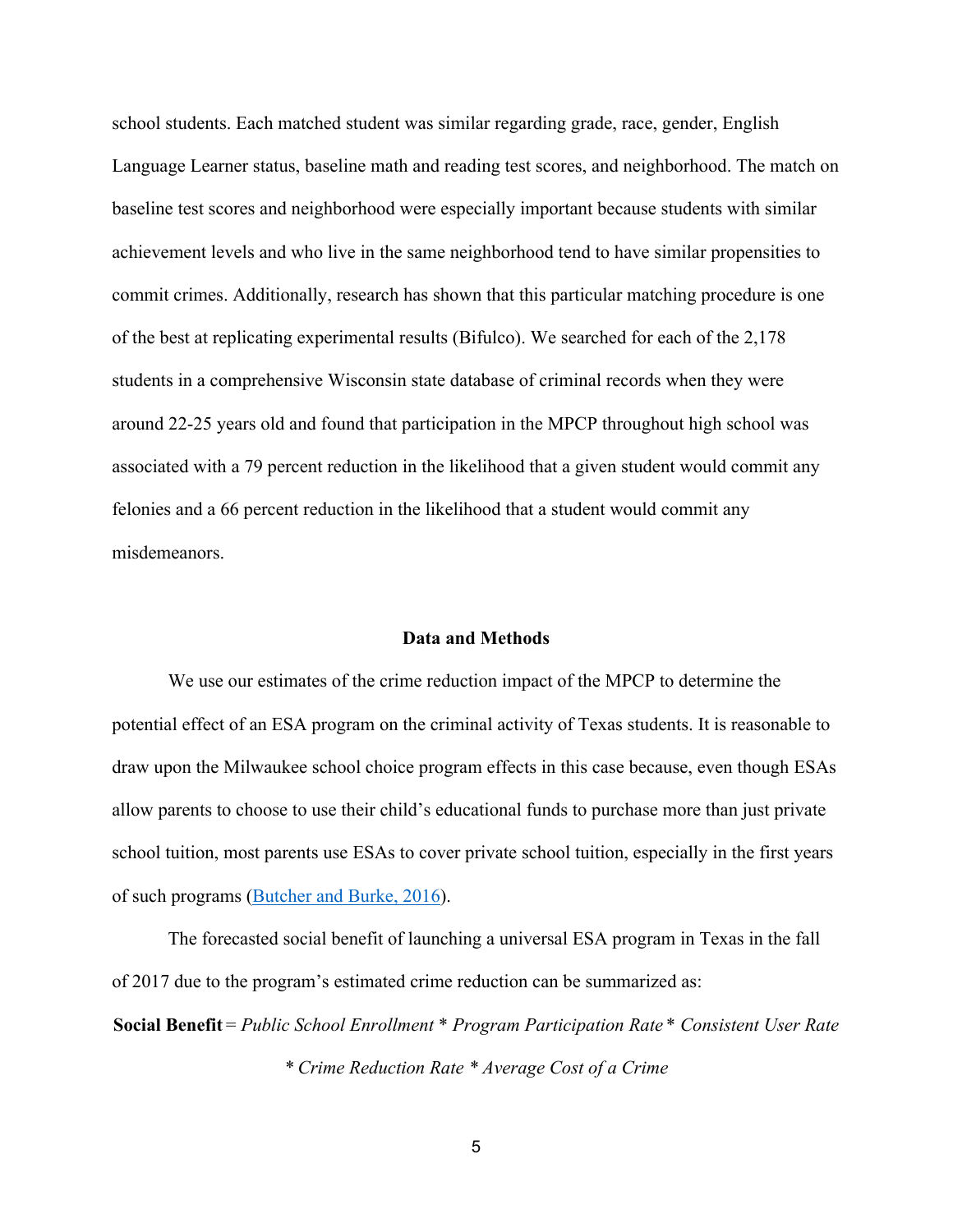school students. Each matched student was similar regarding grade, race, gender, English Language Learner status, baseline math and reading test scores, and neighborhood. The match on baseline test scores and neighborhood were especially important because students with similar achievement levels and who live in the same neighborhood tend to have similar propensities to commit crimes. Additionally, research has shown that this particular matching procedure is one of the best at replicating experimental results (Bifulco). We searched for each of the 2,178 students in a comprehensive Wisconsin state database of criminal records when they were around 22-25 years old and found that participation in the MPCP throughout high school was associated with a 79 percent reduction in the likelihood that a given student would commit any felonies and a 66 percent reduction in the likelihood that a student would commit any misdemeanors.

## Data and Methods

We use our estimates of the crime reduction impact of the MPCP to determine the potential effect of an ESA program on the criminal activity of Texas students. It is reasonable to draw upon the Milwaukee school choice program effects in this case because, even though ESAs allow parents to choose to use their child's educational funds to purchase more than just private school tuition, most parents use ESAs to cover private school tuition, especially in the first years of such programs (Butcher and Burke, 2016).

The forecasted social benefit of launching a universal ESA program in Texas in the fall of 2017 due to the program's estimated crime reduction can be summarized as:

**Social Benefit** = *Public School Enrollment* * *Program Participation Rate* * *Consistent User Rate* * *Crime Reduction Rate* * *Average Cost of a Crime*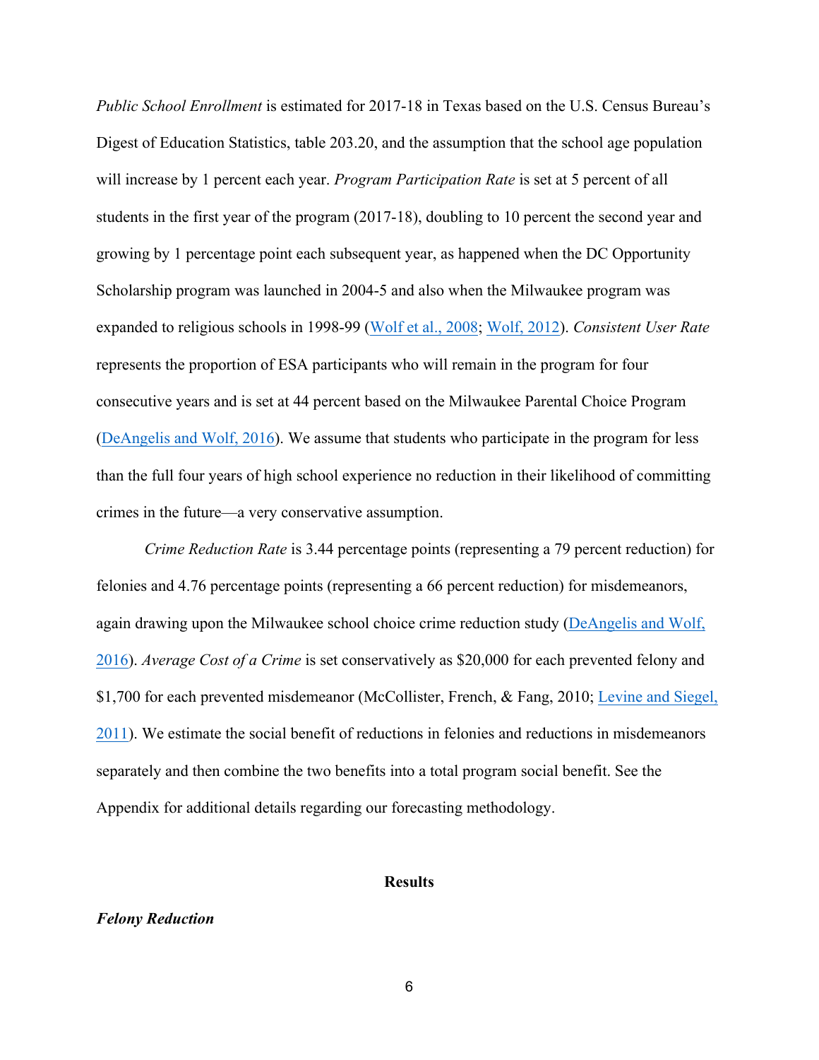*Public School Enrollment* is estimated for 2017-18 in Texas based on the U.S. Census Bureau's Digest of Education Statistics, table 203.20, and the assumption that the school age population will increase by 1 percent each year. *Program Participation Rate* is set at 5 percent of all students in the first year of the program (2017-18), doubling to 10 percent the second year and growing by 1 percentage point each subsequent year, as happened when the DC Opportunity Scholarship program was launched in 2004-5 and also when the Milwaukee program was expanded to religious schools in 1998-99 (Wolf et al., 2008; Wolf, 2012). *Consistent User Rate* represents the proportion of ESA participants who will remain in the program for four consecutive years and is set at 44 percent based on the Milwaukee Parental Choice Program (DeAngelis and Wolf, 2016). We assume that students who participate in the program for less than the full four years of high school experience no reduction in their likelihood of committing crimes in the future—a very conservative assumption.

*Crime Reduction Rate* is 3.44 percentage points (representing a 79 percent reduction) for felonies and 4.76 percentage points (representing a 66 percent reduction) for misdemeanors, again drawing upon the Milwaukee school choice crime reduction study (DeAngelis and Wolf, 2016). *Average Cost of a Crime* is set conservatively as $20,000 for each prevented felony and $1,700 for each prevented misdemeanor (McCollister, French, & Fang, 2010; Levine and Siegel, 2011). We estimate the social benefit of reductions in felonies and reductions in misdemeanors separately and then combine the two benefits into a total program social benefit. See the Appendix for additional details regarding our forecasting methodology.

## Results

***Felony Reduction***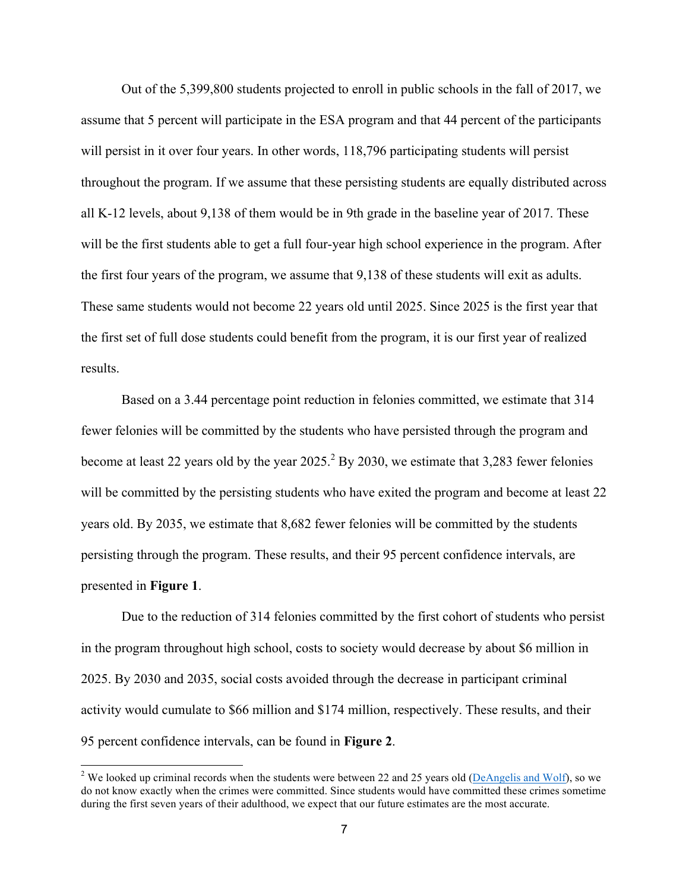Out of the 5,399,800 students projected to enroll in public schools in the fall of 2017, we assume that 5 percent will participate in the ESA program and that 44 percent of the participants will persist in it over four years. In other words, 118,796 participating students will persist throughout the program. If we assume that these persisting students are equally distributed across all K-12 levels, about 9,138 of them would be in 9th grade in the baseline year of 2017. These will be the first students able to get a full four-year high school experience in the program. After the first four years of the program, we assume that 9,138 of these students will exit as adults. These same students would not become 22 years old until 2025. Since 2025 is the first year that the first set of full dose students could benefit from the program, it is our first year of realized results.

Based on a 3.44 percentage point reduction in felonies committed, we estimate that 314 fewer felonies will be committed by the students who have persisted through the program and become at least 22 years old by the year 2025.[2] By 2030, we estimate that 3,283 fewer felonies will be committed by the persisting students who have exited the program and become at least 22 years old. By 2035, we estimate that 8,682 fewer felonies will be committed by the students persisting through the program. These results, and their 95 percent confidence intervals, are presented in **Figure 1**.

Due to the reduction of 314 felonies committed by the first cohort of students who persist in the program throughout high school, costs to society would decrease by about $6 million in 2025. By 2030 and 2035, social costs avoided through the decrease in participant criminal activity would cumulate to $66 million and $174 million, respectively. These results, and their 95 percent confidence intervals, can be found in **Figure 2**.

[2] We looked up criminal records when the students were between 22 and 25 years old (DeAngelis and Wolf), so we do not know exactly when the crimes were committed. Since students would have committed these crimes sometime during the first seven years of their adulthood, we expect that our future estimates are the most accurate.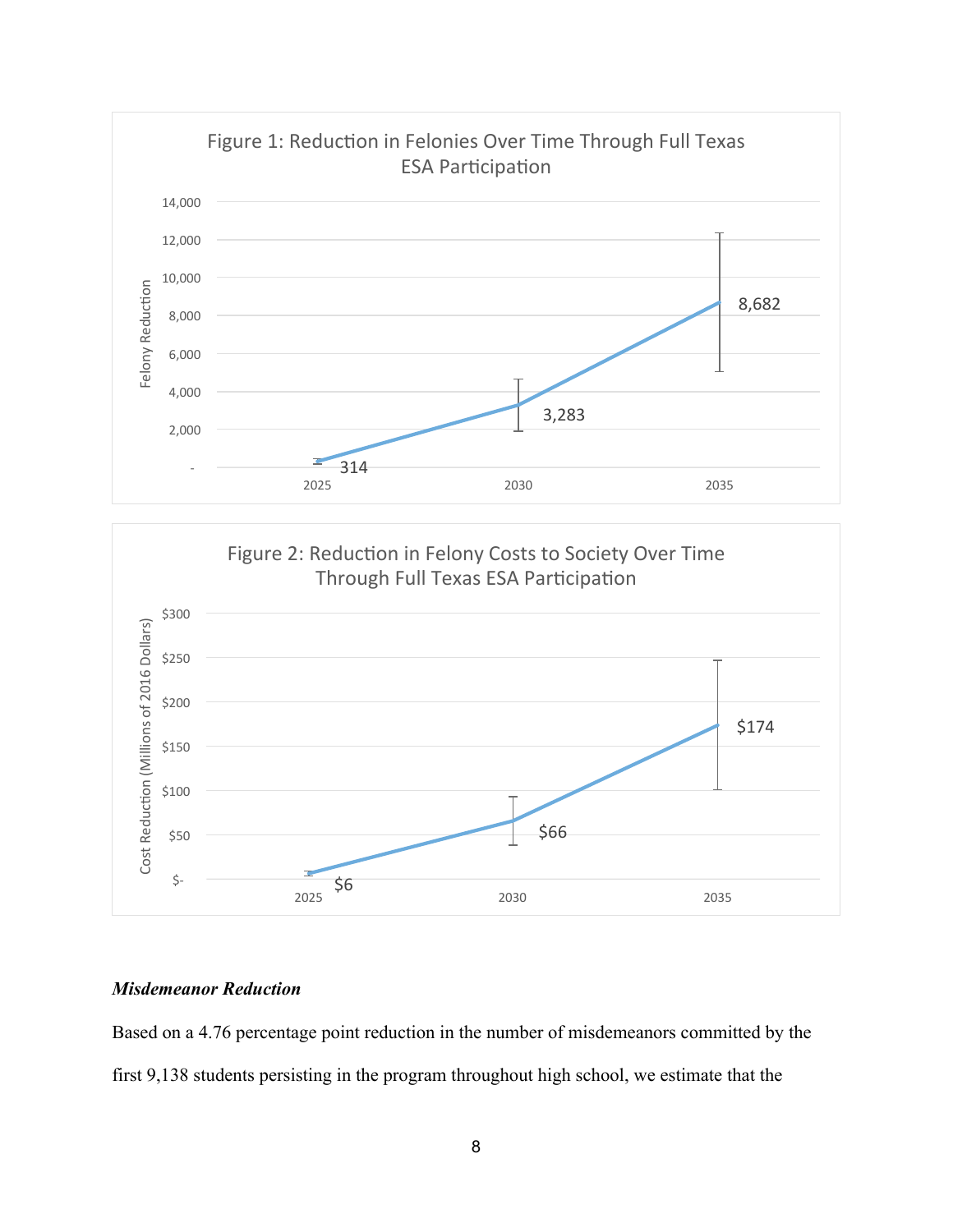Figure 1: Reduction in Felonies Over Time Through Full Texas ESA Participation

Figure 2: Reduction in Felony Costs to Society Over Time Through Full Texas ESA Participation

***Misdemeanor Reduction***

Based on a 4.76 percentage point reduction in the number of misdemeanors committed by the first 9,138 students persisting in the program throughout high school, we estimate that the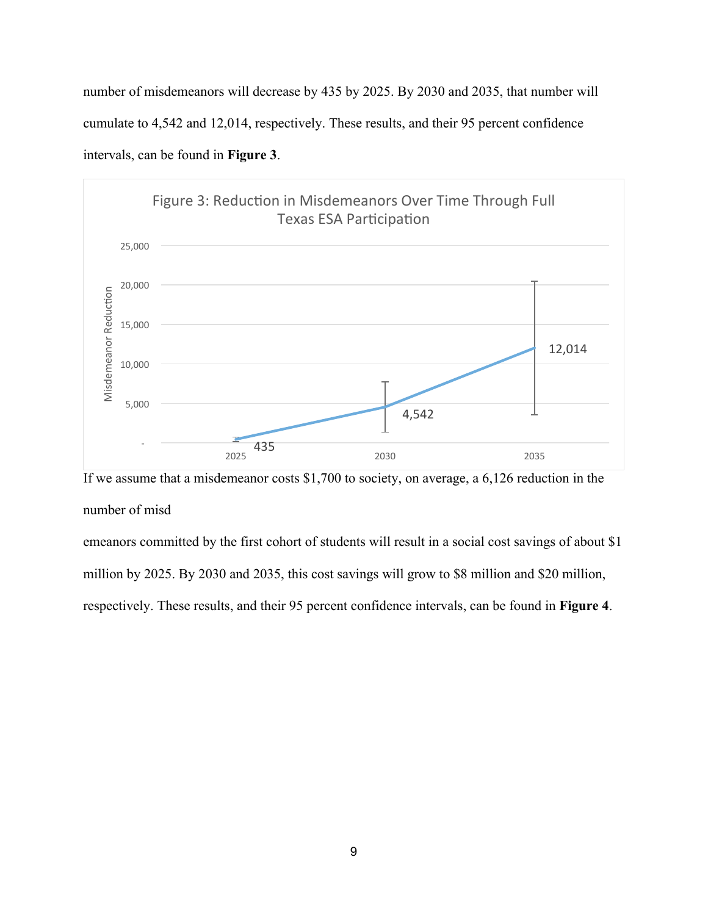number of misdemeanors will decrease by 435 by 2025. By 2030 and 2035, that number will cumulate to 4,542 and 12,014, respectively. These results, and their 95 percent confidence intervals, can be found in **Figure 3**.

Figure 3: Reduction in Misdemeanors Over Time Through Full Texas ESA Participation

If we assume that a misdemeanor costs $1,700 to society, on average, a 6,126 reduction in the number of misd

emeanors committed by the first cohort of students will result in a social cost savings of about $1 million by 2025. By 2030 and 2035, this cost savings will grow to $8 million and $20 million, respectively. These results, and their 95 percent confidence intervals, can be found in **Figure 4**.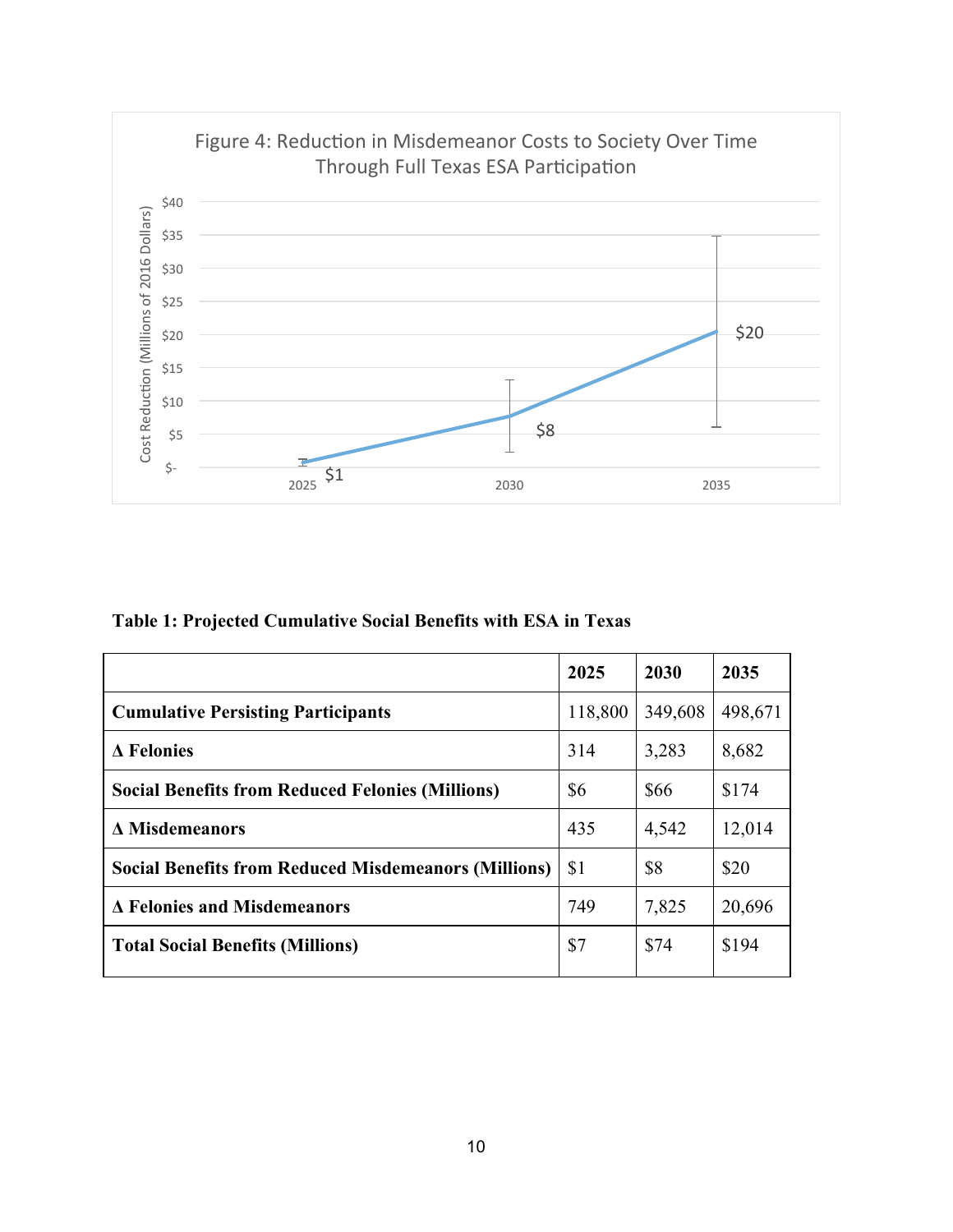Figure 4: Reduction in Misdemeanor Costs to Society Over Time Through Full Texas ESA Participation

**Table 1: Projected Cumulative Social Benefits with ESA in Texas**

| | 2025 | 2030 | 2035 |
|---|---|---|---|
| **Cumulative Persisting Participants** | 118,800 | 349,608 | 498,671 |
| **Δ Felonies** | 314 | 3,283 | 8,682 |
| **Social Benefits from Reduced Felonies (Millions)** | $6 | $66 | $174 |
| **Δ Misdemeanors** | 435 | 4,542 | 12,014 |
| **Social Benefits from Reduced Misdemeanors (Millions)** | $1 | $8 | $20 |
| **Δ Felonies and Misdemeanors** | 749 | 7,825 | 20,696 |
| **Total Social Benefits (Millions)** | $7 | $74 | $194 |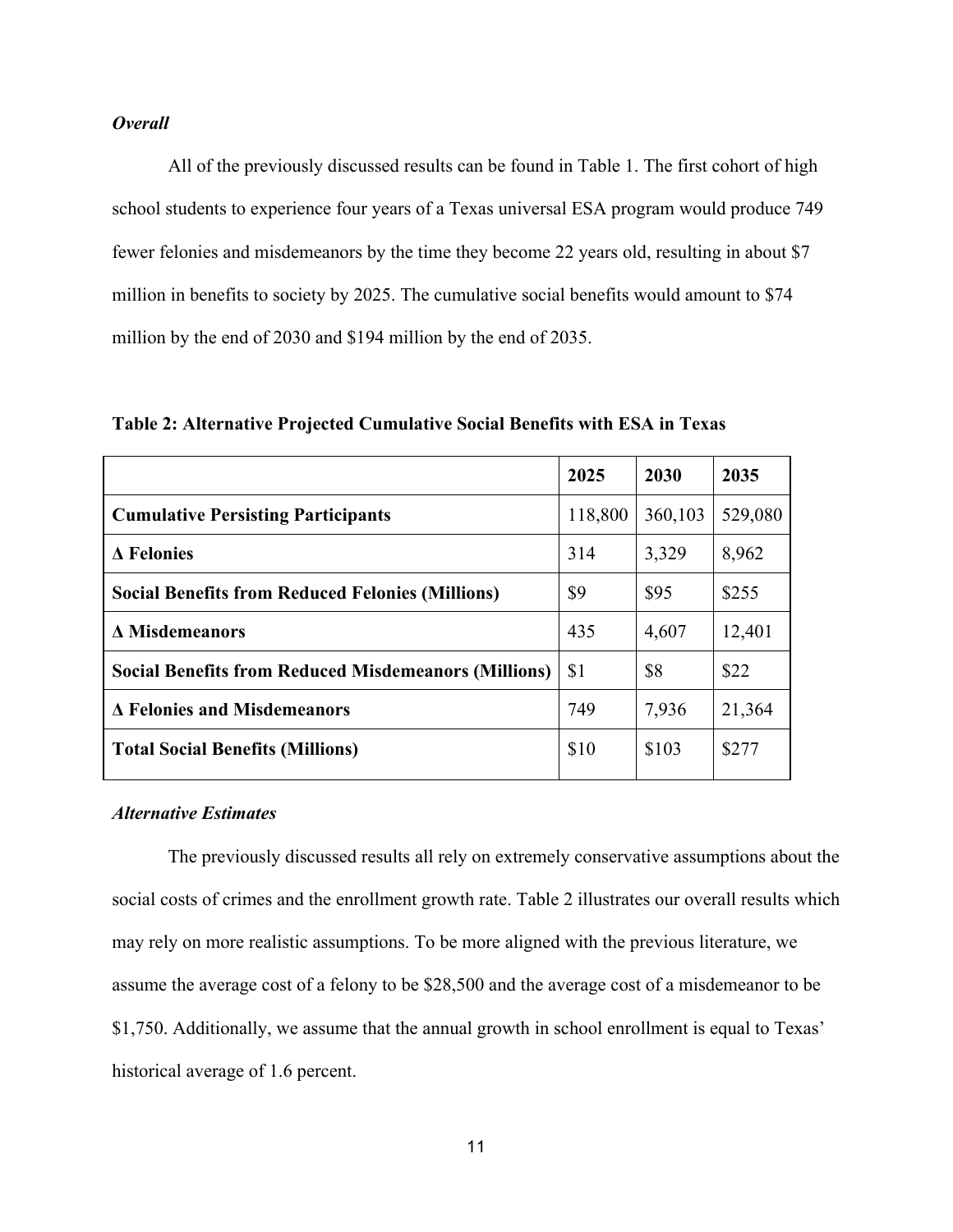***Overall***

All of the previously discussed results can be found in Table 1. The first cohort of high school students to experience four years of a Texas universal ESA program would produce 749 fewer felonies and misdemeanors by the time they become 22 years old, resulting in about $7 million in benefits to society by 2025. The cumulative social benefits would amount to $74 million by the end of 2030 and $194 million by the end of 2035.

**Table 2: Alternative Projected Cumulative Social Benefits with ESA in Texas**

| | 2025 | 2030 | 2035 |
|---|---|---|---|
| **Cumulative Persisting Participants** | 118,800 | 360,103 | 529,080 |
| **Δ Felonies** | 314 | 3,329 | 8,962 |
| **Social Benefits from Reduced Felonies (Millions)** | $9 | $95 | $255 |
| **Δ Misdemeanors** | 435 | 4,607 | 12,401 |
| **Social Benefits from Reduced Misdemeanors (Millions)** | $1 | $8 | $22 |
| **Δ Felonies and Misdemeanors** | 749 | 7,936 | 21,364 |
| **Total Social Benefits (Millions)** | $10 | $103 | $277 |

***Alternative Estimates***

The previously discussed results all rely on extremely conservative assumptions about the social costs of crimes and the enrollment growth rate. Table 2 illustrates our overall results which may rely on more realistic assumptions. To be more aligned with the previous literature, we assume the average cost of a felony to be $28,500 and the average cost of a misdemeanor to be $1,750. Additionally, we assume that the annual growth in school enrollment is equal to Texas' historical average of 1.6 percent.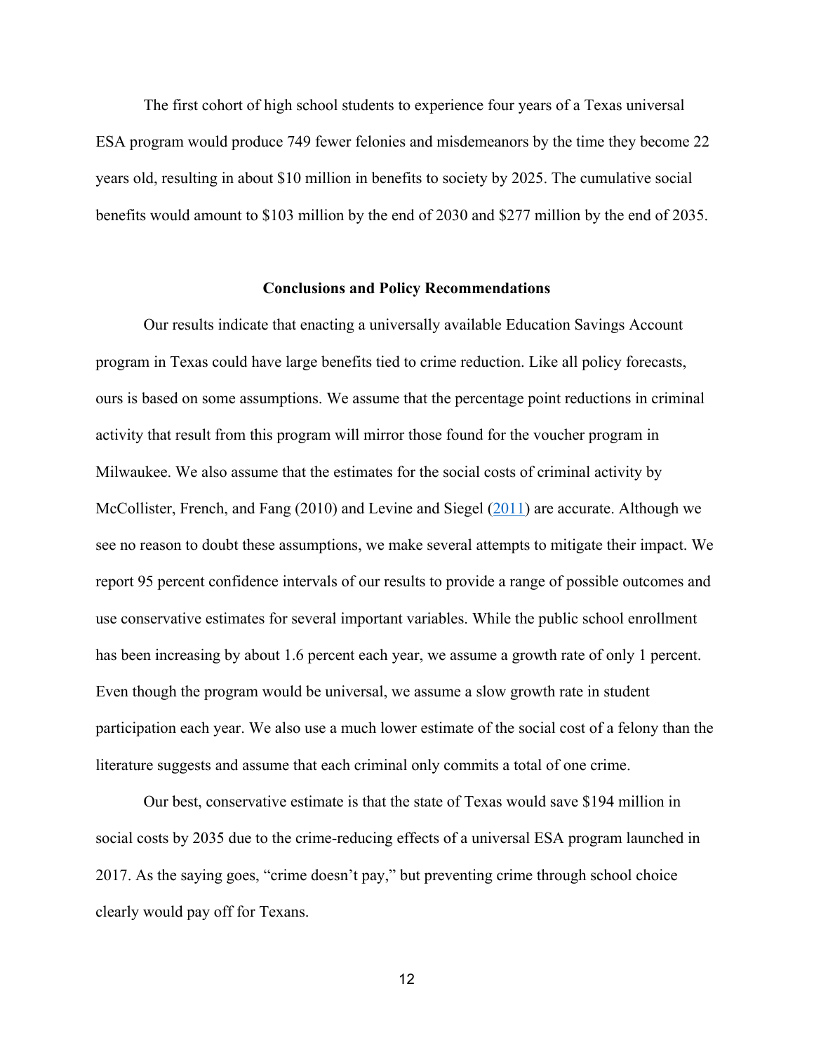The first cohort of high school students to experience four years of a Texas universal ESA program would produce 749 fewer felonies and misdemeanors by the time they become 22 years old, resulting in about $10 million in benefits to society by 2025. The cumulative social benefits would amount to $103 million by the end of 2030 and $277 million by the end of 2035.

### Conclusions and Policy Recommendations

Our results indicate that enacting a universally available Education Savings Account program in Texas could have large benefits tied to crime reduction. Like all policy forecasts, ours is based on some assumptions. We assume that the percentage point reductions in criminal activity that result from this program will mirror those found for the voucher program in Milwaukee. We also assume that the estimates for the social costs of criminal activity by McCollister, French, and Fang (2010) and Levine and Siegel (2011) are accurate. Although we see no reason to doubt these assumptions, we make several attempts to mitigate their impact. We report 95 percent confidence intervals of our results to provide a range of possible outcomes and use conservative estimates for several important variables. While the public school enrollment has been increasing by about 1.6 percent each year, we assume a growth rate of only 1 percent. Even though the program would be universal, we assume a slow growth rate in student participation each year. We also use a much lower estimate of the social cost of a felony than the literature suggests and assume that each criminal only commits a total of one crime.

Our best, conservative estimate is that the state of Texas would save $194 million in social costs by 2035 due to the crime-reducing effects of a universal ESA program launched in 2017. As the saying goes, "crime doesn't pay," but preventing crime through school choice clearly would pay off for Texans.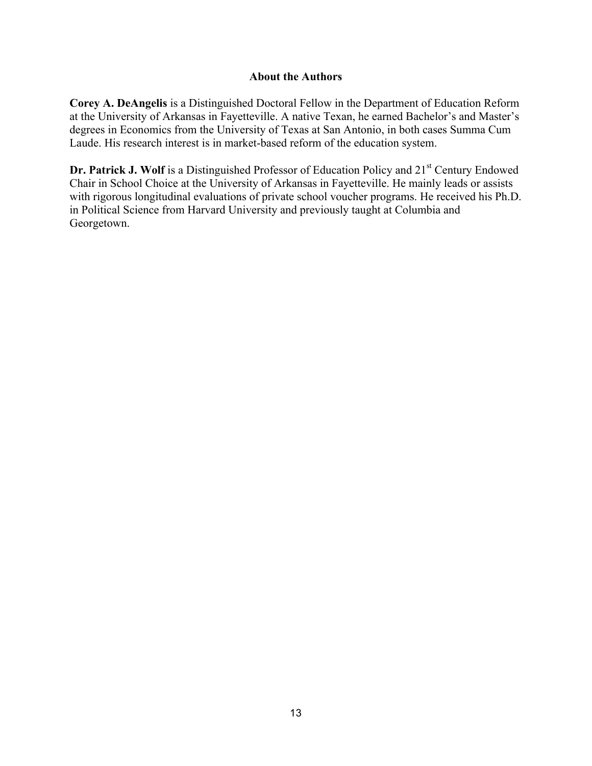## About the Authors

**Corey A. DeAngelis** is a Distinguished Doctoral Fellow in the Department of Education Reform at the University of Arkansas in Fayetteville. A native Texan, he earned Bachelor's and Master's degrees in Economics from the University of Texas at San Antonio, in both cases Summa Cum Laude. His research interest is in market-based reform of the education system.

**Dr. Patrick J. Wolf** is a Distinguished Professor of Education Policy and 21st Century Endowed Chair in School Choice at the University of Arkansas in Fayetteville. He mainly leads or assists with rigorous longitudinal evaluations of private school voucher programs. He received his Ph.D. in Political Science from Harvard University and previously taught at Columbia and Georgetown.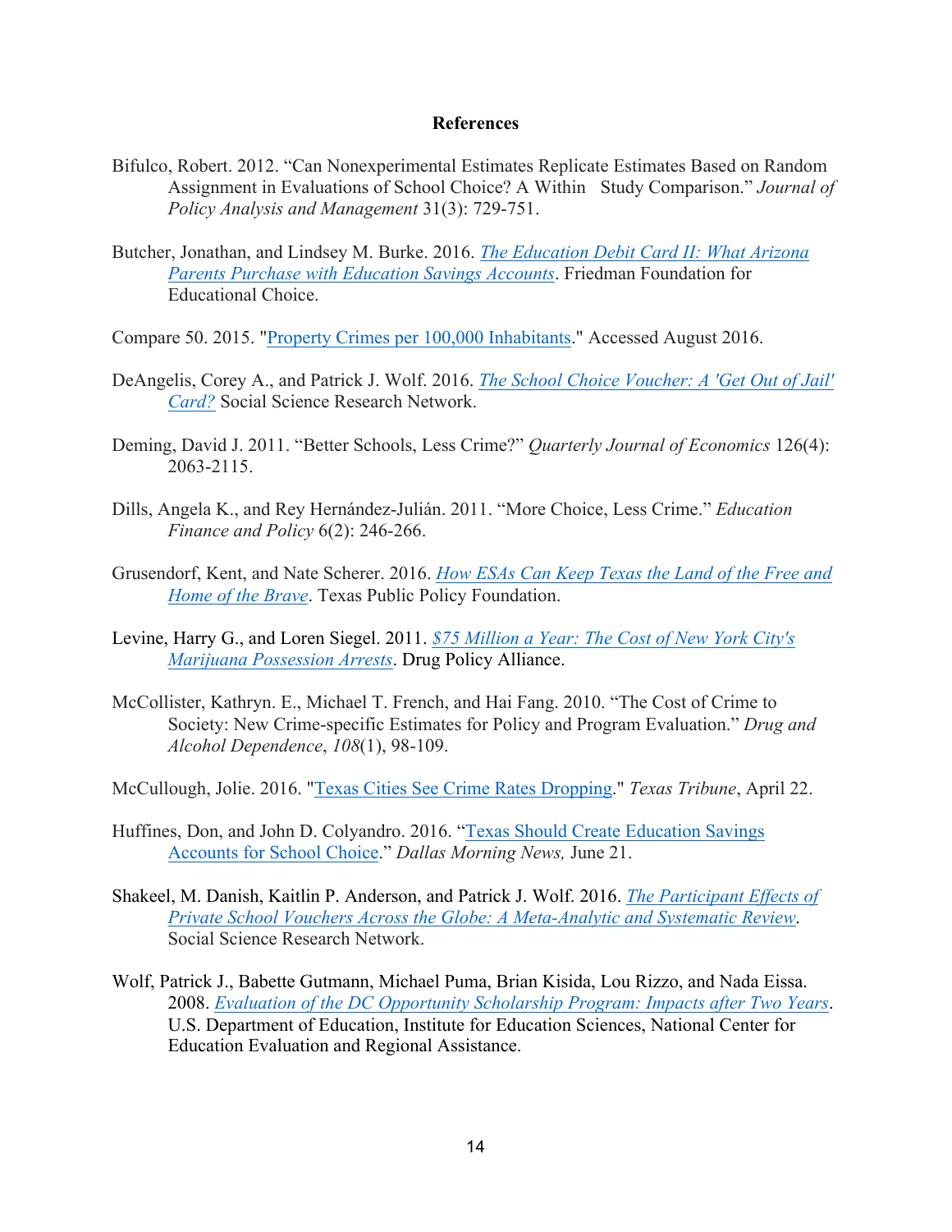# References

Bifulco, Robert. 2012. "Can Nonexperimental Estimates Replicate Estimates Based on Random Assignment in Evaluations of School Choice? A Within Study Comparison." *Journal of Policy Analysis and Management* 31(3): 729-751.

Butcher, Jonathan, and Lindsey M. Burke. 2016. *The Education Debit Card II: What Arizona Parents Purchase with Education Savings Accounts*. Friedman Foundation for Educational Choice.

Compare 50. 2015. "Property Crimes per 100,000 Inhabitants." Accessed August 2016.

DeAngelis, Corey A., and Patrick J. Wolf. 2016. *The School Choice Voucher: A 'Get Out of Jail' Card?* Social Science Research Network.

Deming, David J. 2011. "Better Schools, Less Crime?" *Quarterly Journal of Economics* 126(4): 2063-2115.

Dills, Angela K., and Rey Hernández-Julián. 2011. "More Choice, Less Crime." *Education Finance and Policy* 6(2): 246-266.

Grusendorf, Kent, and Nate Scherer. 2016. *How ESAs Can Keep Texas the Land of the Free and Home of the Brave*. Texas Public Policy Foundation.

Levine, Harry G., and Loren Siegel. 2011. *$75 Million a Year: The Cost of New York City's Marijuana Possession Arrests*. Drug Policy Alliance.

McCollister, Kathryn. E., Michael T. French, and Hai Fang. 2010. "The Cost of Crime to Society: New Crime-specific Estimates for Policy and Program Evaluation." *Drug and Alcohol Dependence*, *108*(1), 98-109.

McCullough, Jolie. 2016. "Texas Cities See Crime Rates Dropping." *Texas Tribune*, April 22.

Huffines, Don, and John D. Colyandro. 2016. "Texas Should Create Education Savings Accounts for School Choice." *Dallas Morning News,* June 21.

Shakeel, M. Danish, Kaitlin P. Anderson, and Patrick J. Wolf. 2016. *The Participant Effects of Private School Vouchers Across the Globe: A Meta-Analytic and Systematic Review*. Social Science Research Network.

Wolf, Patrick J., Babette Gutmann, Michael Puma, Brian Kisida, Lou Rizzo, and Nada Eissa. 2008. *Evaluation of the DC Opportunity Scholarship Program: Impacts after Two Years*. U.S. Department of Education, Institute for Education Sciences, National Center for Education Evaluation and Regional Assistance.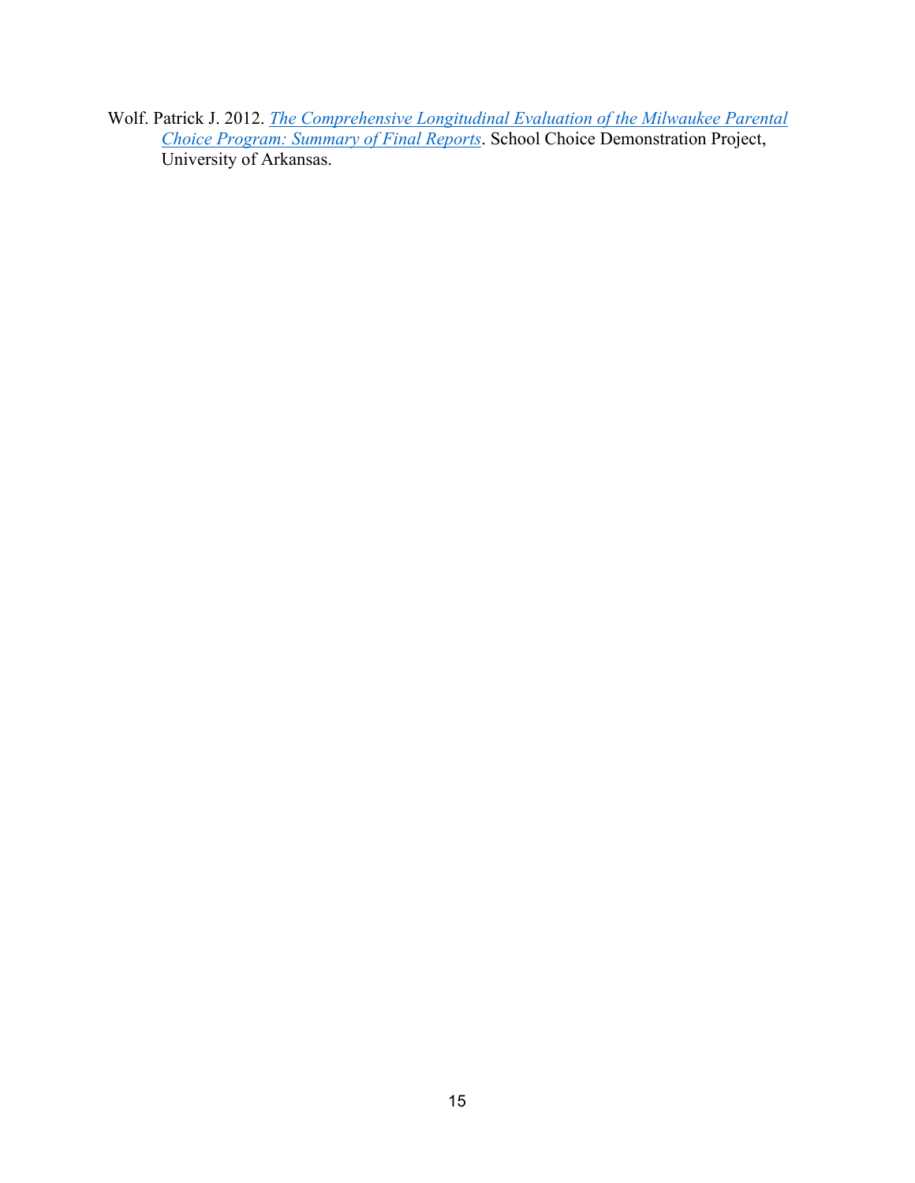Wolf. Patrick J. 2012. *The Comprehensive Longitudinal Evaluation of the Milwaukee Parental Choice Program: Summary of Final Reports*. School Choice Demonstration Project, University of Arkansas.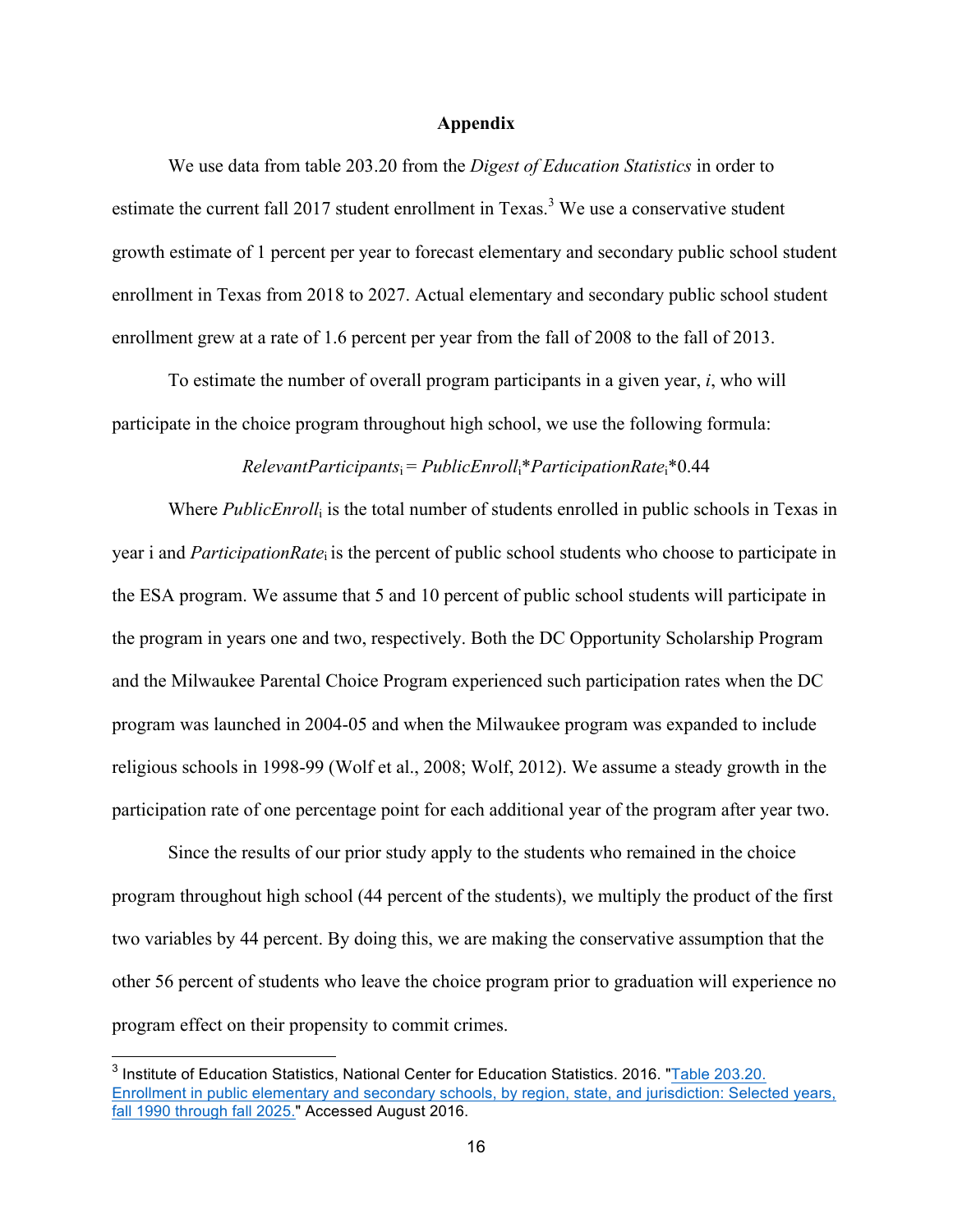## Appendix

We use data from table 203.20 from the *Digest of Education Statistics* in order to estimate the current fall 2017 student enrollment in Texas.[3] We use a conservative student growth estimate of 1 percent per year to forecast elementary and secondary public school student enrollment in Texas from 2018 to 2027. Actual elementary and secondary public school student enrollment grew at a rate of 1.6 percent per year from the fall of 2008 to the fall of 2013.

To estimate the number of overall program participants in a given year, *i*, who will participate in the choice program throughout high school, we use the following formula:

$$RelevantParticipants_i = PublicEnroll_i * ParticipationRate_i * 0.44$$

Where $PublicEnroll_i$ is the total number of students enrolled in public schools in Texas in year i and $ParticipationRate_i$ is the percent of public school students who choose to participate in the ESA program. We assume that 5 and 10 percent of public school students will participate in the program in years one and two, respectively. Both the DC Opportunity Scholarship Program and the Milwaukee Parental Choice Program experienced such participation rates when the DC program was launched in 2004-05 and when the Milwaukee program was expanded to include religious schools in 1998-99 (Wolf et al., 2008; Wolf, 2012). We assume a steady growth in the participation rate of one percentage point for each additional year of the program after year two.

Since the results of our prior study apply to the students who remained in the choice program throughout high school (44 percent of the students), we multiply the product of the first two variables by 44 percent. By doing this, we are making the conservative assumption that the other 56 percent of students who leave the choice program prior to graduation will experience no program effect on their propensity to commit crimes.

---

[3] Institute of Education Statistics, National Center for Education Statistics. 2016. "Table 203.20. Enrollment in public elementary and secondary schools, by region, state, and jurisdiction: Selected years, fall 1990 through fall 2025." Accessed August 2016.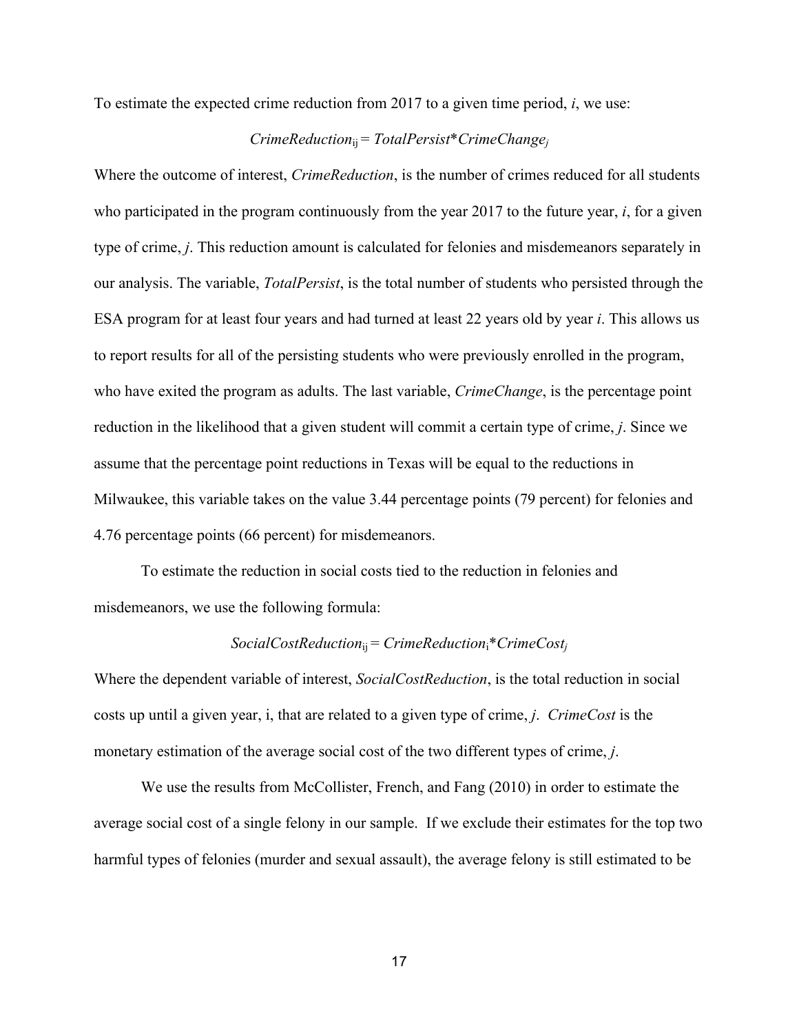To estimate the expected crime reduction from 2017 to a given time period, *i*, we use:

$$CrimeReduction_{ij} = TotalPersist*CrimeChange_{j}$$

Where the outcome of interest, *CrimeReduction*, is the number of crimes reduced for all students who participated in the program continuously from the year 2017 to the future year, *i*, for a given type of crime, *j*. This reduction amount is calculated for felonies and misdemeanors separately in our analysis. The variable, *TotalPersist*, is the total number of students who persisted through the ESA program for at least four years and had turned at least 22 years old by year *i*. This allows us to report results for all of the persisting students who were previously enrolled in the program, who have exited the program as adults. The last variable, *CrimeChange*, is the percentage point reduction in the likelihood that a given student will commit a certain type of crime, *j*. Since we assume that the percentage point reductions in Texas will be equal to the reductions in Milwaukee, this variable takes on the value 3.44 percentage points (79 percent) for felonies and 4.76 percentage points (66 percent) for misdemeanors.

To estimate the reduction in social costs tied to the reduction in felonies and misdemeanors, we use the following formula:

$$SocialCostReduction_{ij} = CrimeReduction_{i}*CrimeCost_{j}$$

Where the dependent variable of interest, *SocialCostReduction*, is the total reduction in social costs up until a given year, i, that are related to a given type of crime, *j*. *CrimeCost* is the monetary estimation of the average social cost of the two different types of crime, *j*.

We use the results from McCollister, French, and Fang (2010) in order to estimate the average social cost of a single felony in our sample. If we exclude their estimates for the top two harmful types of felonies (murder and sexual assault), the average felony is still estimated to be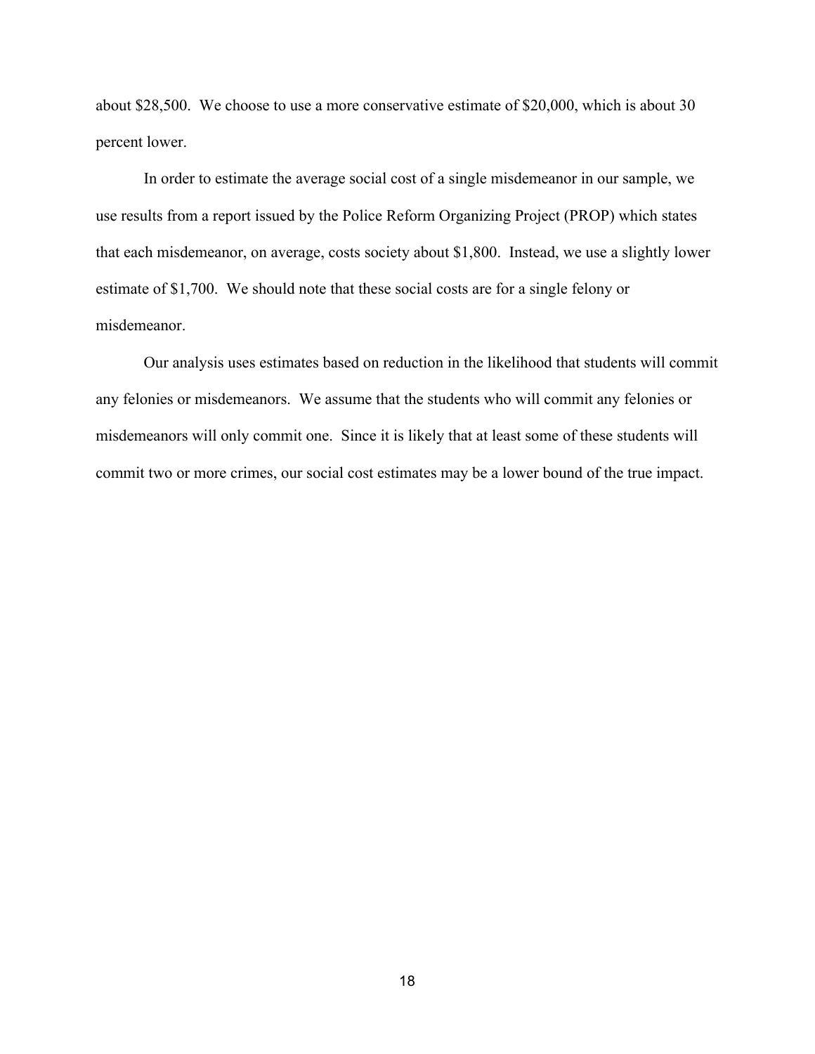about $28,500. We choose to use a more conservative estimate of $20,000, which is about 30 percent lower.

In order to estimate the average social cost of a single misdemeanor in our sample, we use results from a report issued by the Police Reform Organizing Project (PROP) which states that each misdemeanor, on average, costs society about $1,800. Instead, we use a slightly lower estimate of $1,700. We should note that these social costs are for a single felony or misdemeanor.

Our analysis uses estimates based on reduction in the likelihood that students will commit any felonies or misdemeanors. We assume that the students who will commit any felonies or misdemeanors will only commit one. Since it is likely that at least some of these students will commit two or more crimes, our social cost estimates may be a lower bound of the true impact.